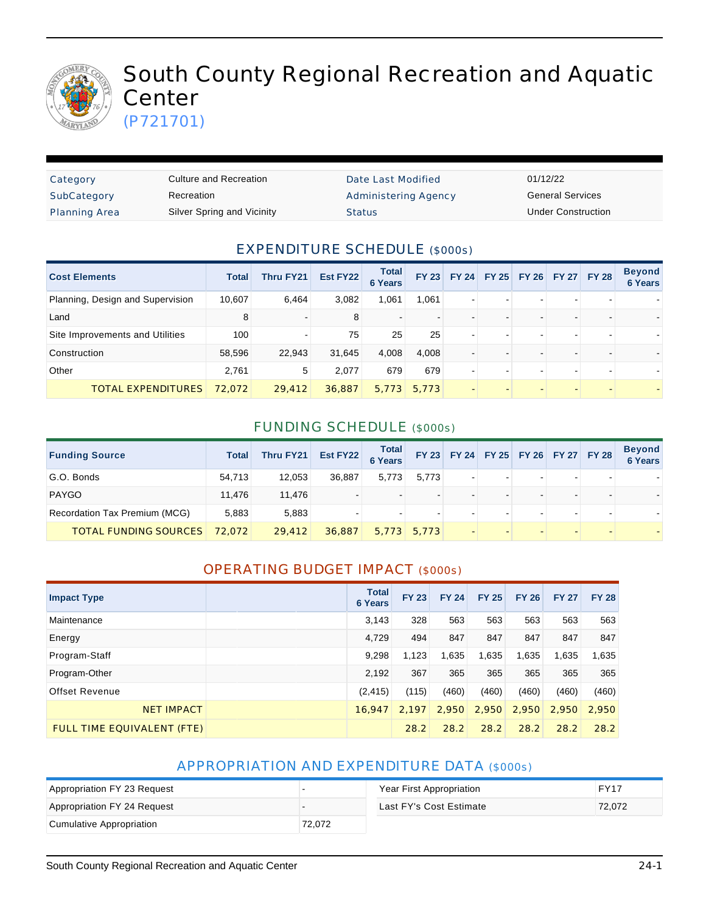# South County Regional Recreation and Aquatic Center

(P721701)

| Category | Culture and Recreation | Date Last Modified | 01/12/22 |
|---|---|---|---|
| SubCategory | Recreation | Administering Agency | General Services |
| Planning Area | Silver Spring and Vicinity | Status | Under Construction |

## EXPENDITURE SCHEDULE ($000s)

| Cost Elements | Total | Thru FY21 | Est FY22 | Total 6 Years | FY 23 | FY 24 | FY 25 | FY 26 | FY 27 | FY 28 | Beyond 6 Years |
|---|---|---|---|---|---|---|---|---|---|---|---|
| Planning, Design and Supervision | 10,607 | 6,464 | 3,082 | 1,061 | 1,061 | - | - | - | - | - | - |
| Land | 8 | - | 8 | - | - | - | - | - | - | - | - |
| Site Improvements and Utilities | 100 | - | 75 | 25 | 25 | - | - | - | - | - | - |
| Construction | 58,596 | 22,943 | 31,645 | 4,008 | 4,008 | - | - | - | - | - | - |
| Other | 2,761 | 5 | 2,077 | 679 | 679 | - | - | - | - | - | - |
| TOTAL EXPENDITURES | 72,072 | 29,412 | 36,887 | 5,773 | 5,773 | - | - | - | - | - | - |

## FUNDING SCHEDULE ($000s)

| Funding Source | Total | Thru FY21 | Est FY22 | Total 6 Years | FY 23 | FY 24 | FY 25 | FY 26 | FY 27 | FY 28 | Beyond 6 Years |
|---|---|---|---|---|---|---|---|---|---|---|---|
| G.O. Bonds | 54,713 | 12,053 | 36,887 | 5,773 | 5,773 | - | - | - | - | - | - |
| PAYGO | 11,476 | 11,476 | - | - | - | - | - | - | - | - | - |
| Recordation Tax Premium (MCG) | 5,883 | 5,883 | - | - | - | - | - | - | - | - | - |
| TOTAL FUNDING SOURCES | 72,072 | 29,412 | 36,887 | 5,773 | 5,773 | - | - | - | - | - | - |

## OPERATING BUDGET IMPACT ($000s)

| Impact Type | Total 6 Years | FY 23 | FY 24 | FY 25 | FY 26 | FY 27 | FY 28 |
|---|---|---|---|---|---|---|---|
| Maintenance | 3,143 | 328 | 563 | 563 | 563 | 563 | 563 |
| Energy | 4,729 | 494 | 847 | 847 | 847 | 847 | 847 |
| Program-Staff | 9,298 | 1,123 | 1,635 | 1,635 | 1,635 | 1,635 | 1,635 |
| Program-Other | 2,192 | 367 | 365 | 365 | 365 | 365 | 365 |
| Offset Revenue | (2,415) | (115) | (460) | (460) | (460) | (460) | (460) |
| NET IMPACT | 16,947 | 2,197 | 2,950 | 2,950 | 2,950 | 2,950 | 2,950 |
| FULL TIME EQUIVALENT (FTE) | | 28.2 | 28.2 | 28.2 | 28.2 | 28.2 | 28.2 |

## APPROPRIATION AND EXPENDITURE DATA ($000s)

| Appropriation FY 23 Request | - |
|---|---|
| Appropriation FY 24 Request | - |
| Cumulative Appropriation | 72,072 |

| Year First Appropriation | FY17 |
|---|---|
| Last FY's Cost Estimate | 72,072 |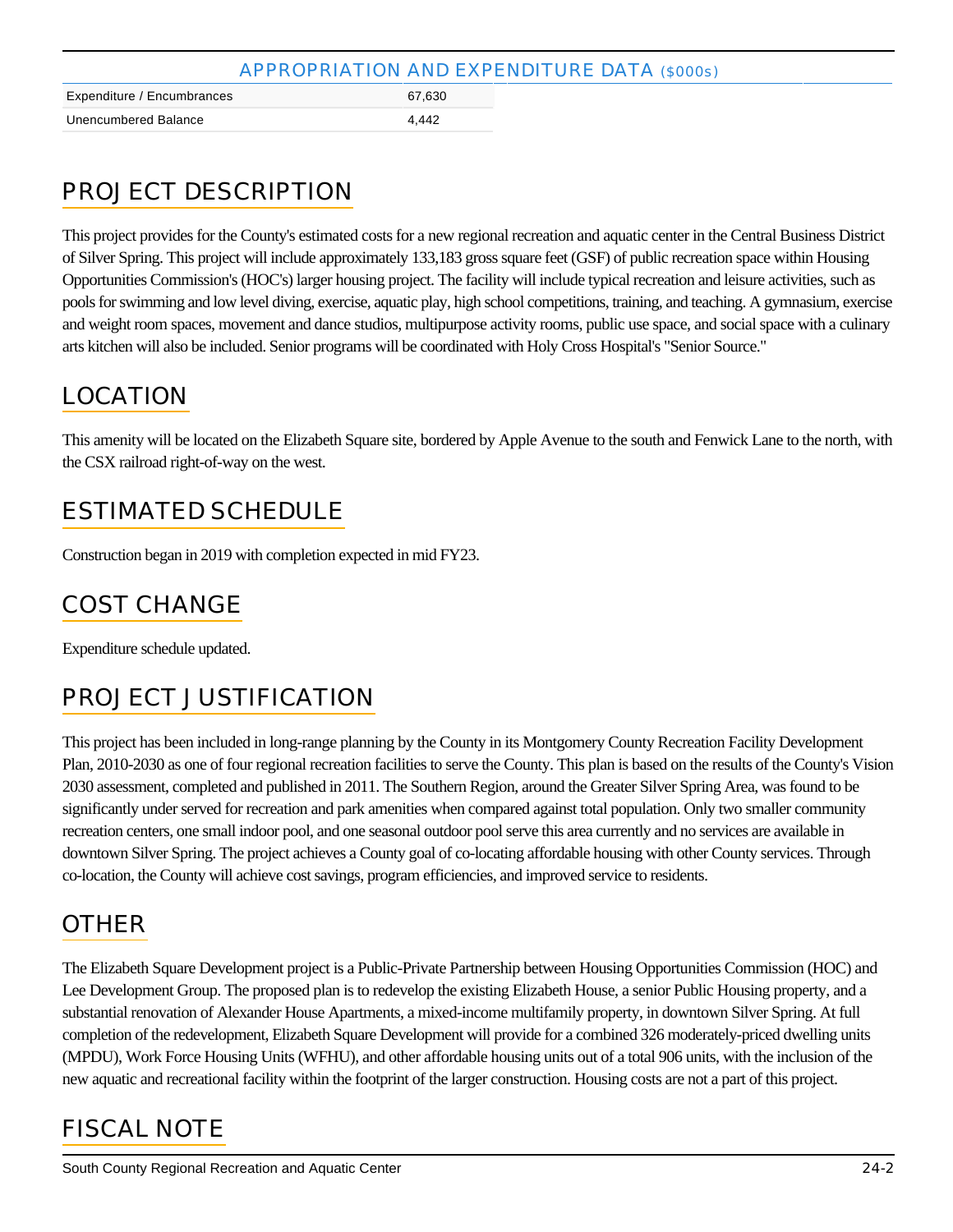## APPROPRIATION AND EXPENDITURE DATA ($000s)

| | |
|---|---|
| Expenditure / Encumbrances | 67,630 |
| Unencumbered Balance | 4,442 |

## PROJECT DESCRIPTION

This project provides for the County's estimated costs for a new regional recreation and aquatic center in the Central Business District of Silver Spring. This project will include approximately 133,183 gross square feet (GSF) of public recreation space within Housing Opportunities Commission's (HOC's) larger housing project. The facility will include typical recreation and leisure activities, such as pools for swimming and low level diving, exercise, aquatic play, high school competitions, training, and teaching. A gymnasium, exercise and weight room spaces, movement and dance studios, multipurpose activity rooms, public use space, and social space with a culinary arts kitchen will also be included. Senior programs will be coordinated with Holy Cross Hospital's "Senior Source."

## LOCATION

This amenity will be located on the Elizabeth Square site, bordered by Apple Avenue to the south and Fenwick Lane to the north, with the CSX railroad right-of-way on the west.

## ESTIMATED SCHEDULE

Construction began in 2019 with completion expected in mid FY23.

## COST CHANGE

Expenditure schedule updated.

## PROJECT JUSTIFICATION

This project has been included in long-range planning by the County in its Montgomery County Recreation Facility Development Plan, 2010-2030 as one of four regional recreation facilities to serve the County. This plan is based on the results of the County's Vision 2030 assessment, completed and published in 2011. The Southern Region, around the Greater Silver Spring Area, was found to be significantly under served for recreation and park amenities when compared against total population. Only two smaller community recreation centers, one small indoor pool, and one seasonal outdoor pool serve this area currently and no services are available in downtown Silver Spring. The project achieves a County goal of co-locating affordable housing with other County services. Through co-location, the County will achieve cost savings, program efficiencies, and improved service to residents.

## OTHER

The Elizabeth Square Development project is a Public-Private Partnership between Housing Opportunities Commission (HOC) and Lee Development Group. The proposed plan is to redevelop the existing Elizabeth House, a senior Public Housing property, and a substantial renovation of Alexander House Apartments, a mixed-income multifamily property, in downtown Silver Spring. At full completion of the redevelopment, Elizabeth Square Development will provide for a combined 326 moderately-priced dwelling units (MPDU), Work Force Housing Units (WFHU), and other affordable housing units out of a total 906 units, with the inclusion of the new aquatic and recreational facility within the footprint of the larger construction. Housing costs are not a part of this project.

## FISCAL NOTE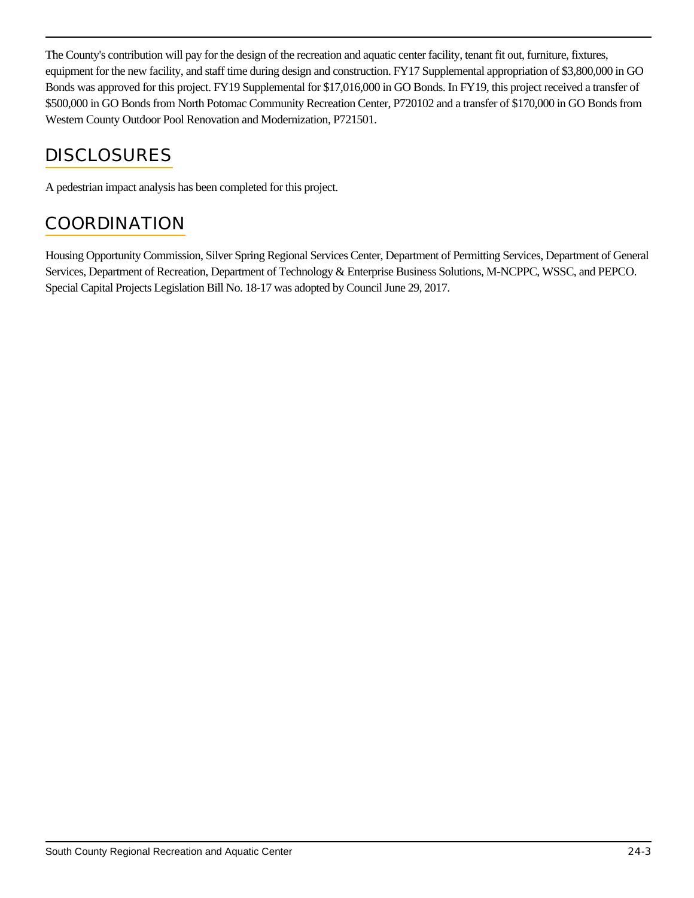The County's contribution will pay for the design of the recreation and aquatic center facility, tenant fit out, furniture, fixtures, equipment for the new facility, and staff time during design and construction. FY17 Supplemental appropriation of $3,800,000 in GO Bonds was approved for this project. FY19 Supplemental for $17,016,000 in GO Bonds. In FY19, this project received a transfer of $500,000 in GO Bonds from North Potomac Community Recreation Center, P720102 and a transfer of $170,000 in GO Bonds from Western County Outdoor Pool Renovation and Modernization, P721501.

## DISCLOSURES

A pedestrian impact analysis has been completed for this project.

## COORDINATION

Housing Opportunity Commission, Silver Spring Regional Services Center, Department of Permitting Services, Department of General Services, Department of Recreation, Department of Technology & Enterprise Business Solutions, M-NCPPC, WSSC, and PEPCO. Special Capital Projects Legislation Bill No. 18-17 was adopted by Council June 29, 2017.